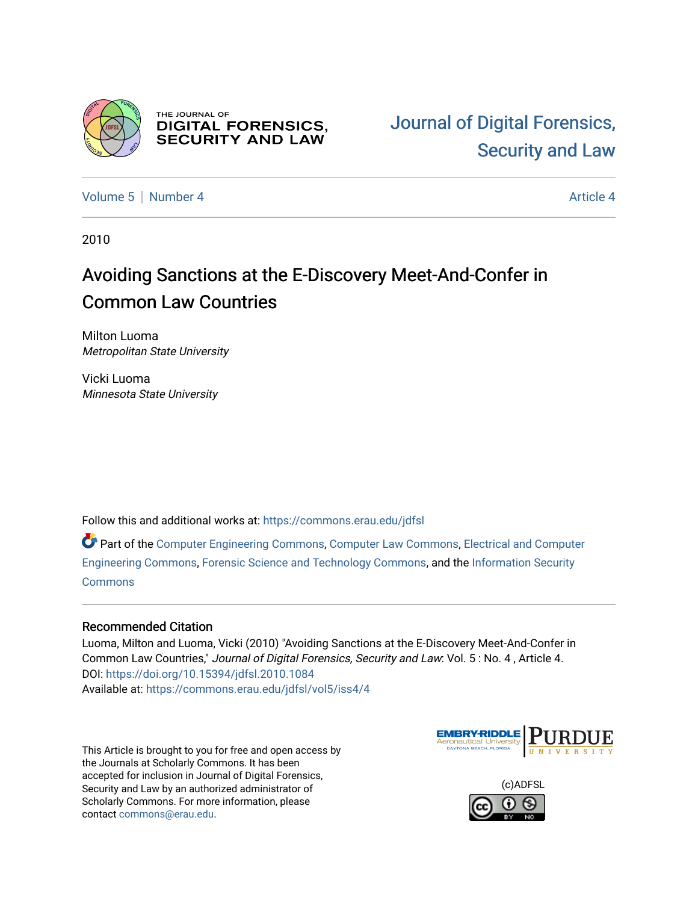THE JOURNAL OF
DIGITAL FORENSICS,
SECURITY AND LAW

Journal of Digital Forensics, Security and Law

Volume 5 | Number 4 | Article 4

2010

# Avoiding Sanctions at the E-Discovery Meet-And-Confer in Common Law Countries

Milton Luoma
*Metropolitan State University*

Vicki Luoma
*Minnesota State University*

Follow this and additional works at: https://commons.erau.edu/jdfsl

Part of the Computer Engineering Commons, Computer Law Commons, Electrical and Computer Engineering Commons, Forensic Science and Technology Commons, and the Information Security Commons

## Recommended Citation

Luoma, Milton and Luoma, Vicki (2010) "Avoiding Sanctions at the E-Discovery Meet-And-Confer in Common Law Countries," *Journal of Digital Forensics, Security and Law*: Vol. 5 : No. 4 , Article 4.
DOI: https://doi.org/10.15394/jdfsl.2010.1084
Available at: https://commons.erau.edu/jdfsl/vol5/iss4/4

This Article is brought to you for free and open access by the Journals at Scholarly Commons. It has been accepted for inclusion in Journal of Digital Forensics, Security and Law by an authorized administrator of Scholarly Commons. For more information, please contact commons@erau.edu.

(c)ADFSL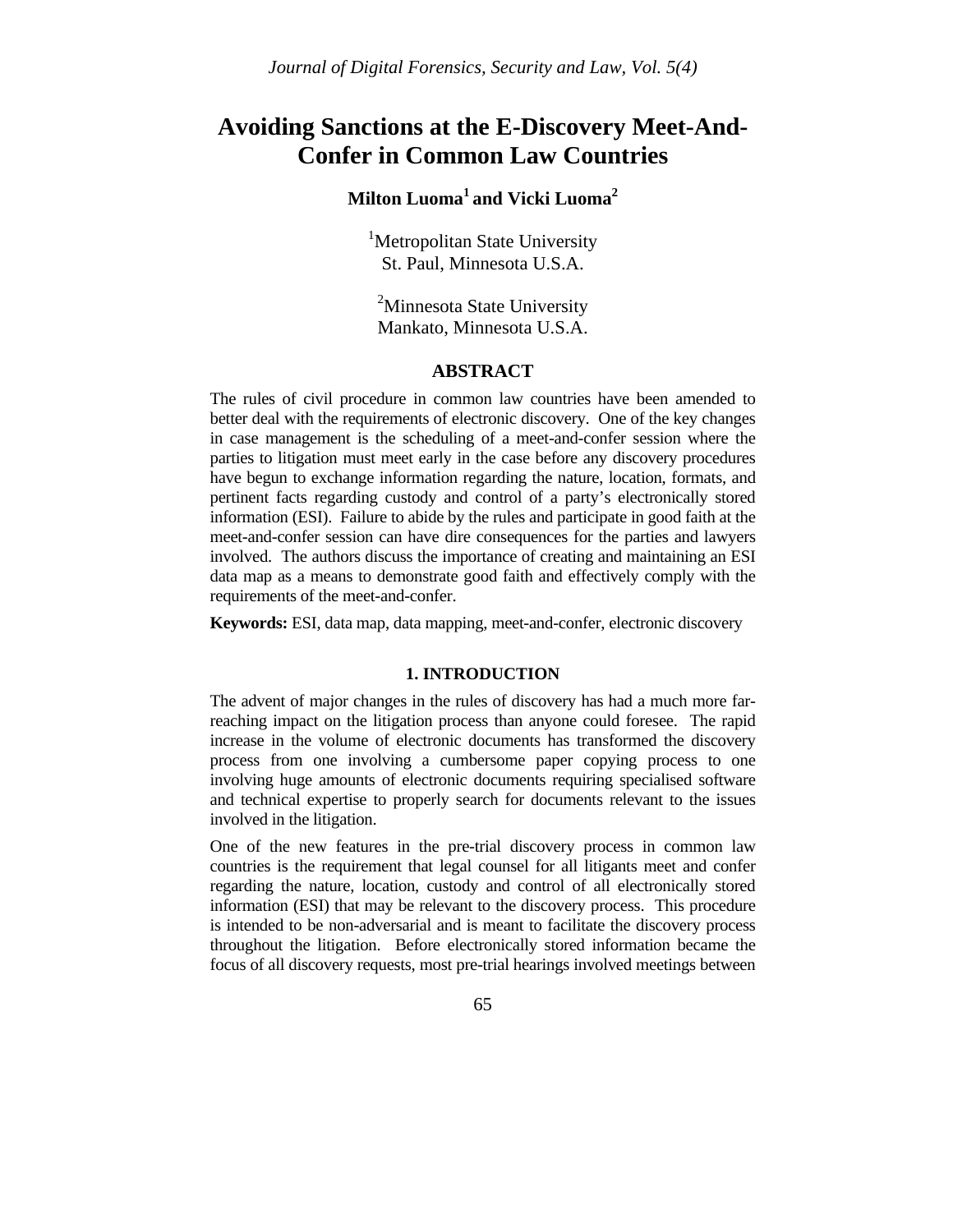# Avoiding Sanctions at the E-Discovery Meet-And-Confer in Common Law Countries

**Milton Luoma[1] and Vicki Luoma[2]**

[1]Metropolitan State University
St. Paul, Minnesota U.S.A.

[2]Minnesota State University
Mankato, Minnesota U.S.A.

## ABSTRACT

The rules of civil procedure in common law countries have been amended to better deal with the requirements of electronic discovery. One of the key changes in case management is the scheduling of a meet-and-confer session where the parties to litigation must meet early in the case before any discovery procedures have begun to exchange information regarding the nature, location, formats, and pertinent facts regarding custody and control of a party's electronically stored information (ESI). Failure to abide by the rules and participate in good faith at the meet-and-confer session can have dire consequences for the parties and lawyers involved. The authors discuss the importance of creating and maintaining an ESI data map as a means to demonstrate good faith and effectively comply with the requirements of the meet-and-confer.

**Keywords:** ESI, data map, data mapping, meet-and-confer, electronic discovery

## 1. INTRODUCTION

The advent of major changes in the rules of discovery has had a much more far-reaching impact on the litigation process than anyone could foresee. The rapid increase in the volume of electronic documents has transformed the discovery process from one involving a cumbersome paper copying process to one involving huge amounts of electronic documents requiring specialised software and technical expertise to properly search for documents relevant to the issues involved in the litigation.

One of the new features in the pre-trial discovery process in common law countries is the requirement that legal counsel for all litigants meet and confer regarding the nature, location, custody and control of all electronically stored information (ESI) that may be relevant to the discovery process. This procedure is intended to be non-adversarial and is meant to facilitate the discovery process throughout the litigation. Before electronically stored information became the focus of all discovery requests, most pre-trial hearings involved meetings between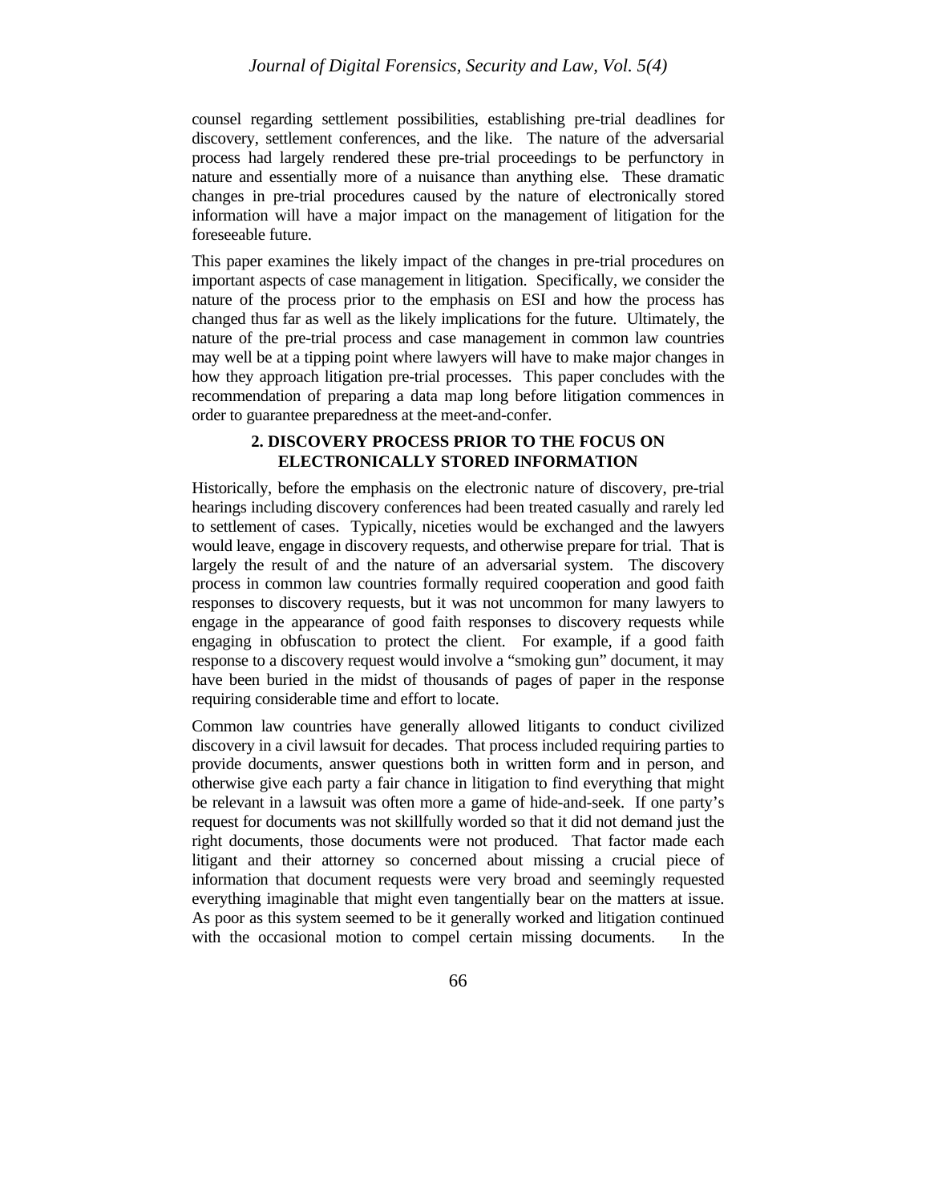counsel regarding settlement possibilities, establishing pre-trial deadlines for discovery, settlement conferences, and the like. The nature of the adversarial process had largely rendered these pre-trial proceedings to be perfunctory in nature and essentially more of a nuisance than anything else. These dramatic changes in pre-trial procedures caused by the nature of electronically stored information will have a major impact on the management of litigation for the foreseeable future.

This paper examines the likely impact of the changes in pre-trial procedures on important aspects of case management in litigation. Specifically, we consider the nature of the process prior to the emphasis on ESI and how the process has changed thus far as well as the likely implications for the future. Ultimately, the nature of the pre-trial process and case management in common law countries may well be at a tipping point where lawyers will have to make major changes in how they approach litigation pre-trial processes. This paper concludes with the recommendation of preparing a data map long before litigation commences in order to guarantee preparedness at the meet-and-confer.

## 2. DISCOVERY PROCESS PRIOR TO THE FOCUS ON ELECTRONICALLY STORED INFORMATION

Historically, before the emphasis on the electronic nature of discovery, pre-trial hearings including discovery conferences had been treated casually and rarely led to settlement of cases. Typically, niceties would be exchanged and the lawyers would leave, engage in discovery requests, and otherwise prepare for trial. That is largely the result of and the nature of an adversarial system. The discovery process in common law countries formally required cooperation and good faith responses to discovery requests, but it was not uncommon for many lawyers to engage in the appearance of good faith responses to discovery requests while engaging in obfuscation to protect the client. For example, if a good faith response to a discovery request would involve a "smoking gun" document, it may have been buried in the midst of thousands of pages of paper in the response requiring considerable time and effort to locate.

Common law countries have generally allowed litigants to conduct civilized discovery in a civil lawsuit for decades. That process included requiring parties to provide documents, answer questions both in written form and in person, and otherwise give each party a fair chance in litigation to find everything that might be relevant in a lawsuit was often more a game of hide-and-seek. If one party's request for documents was not skillfully worded so that it did not demand just the right documents, those documents were not produced. That factor made each litigant and their attorney so concerned about missing a crucial piece of information that document requests were very broad and seemingly requested everything imaginable that might even tangentially bear on the matters at issue. As poor as this system seemed to be it generally worked and litigation continued with the occasional motion to compel certain missing documents. In the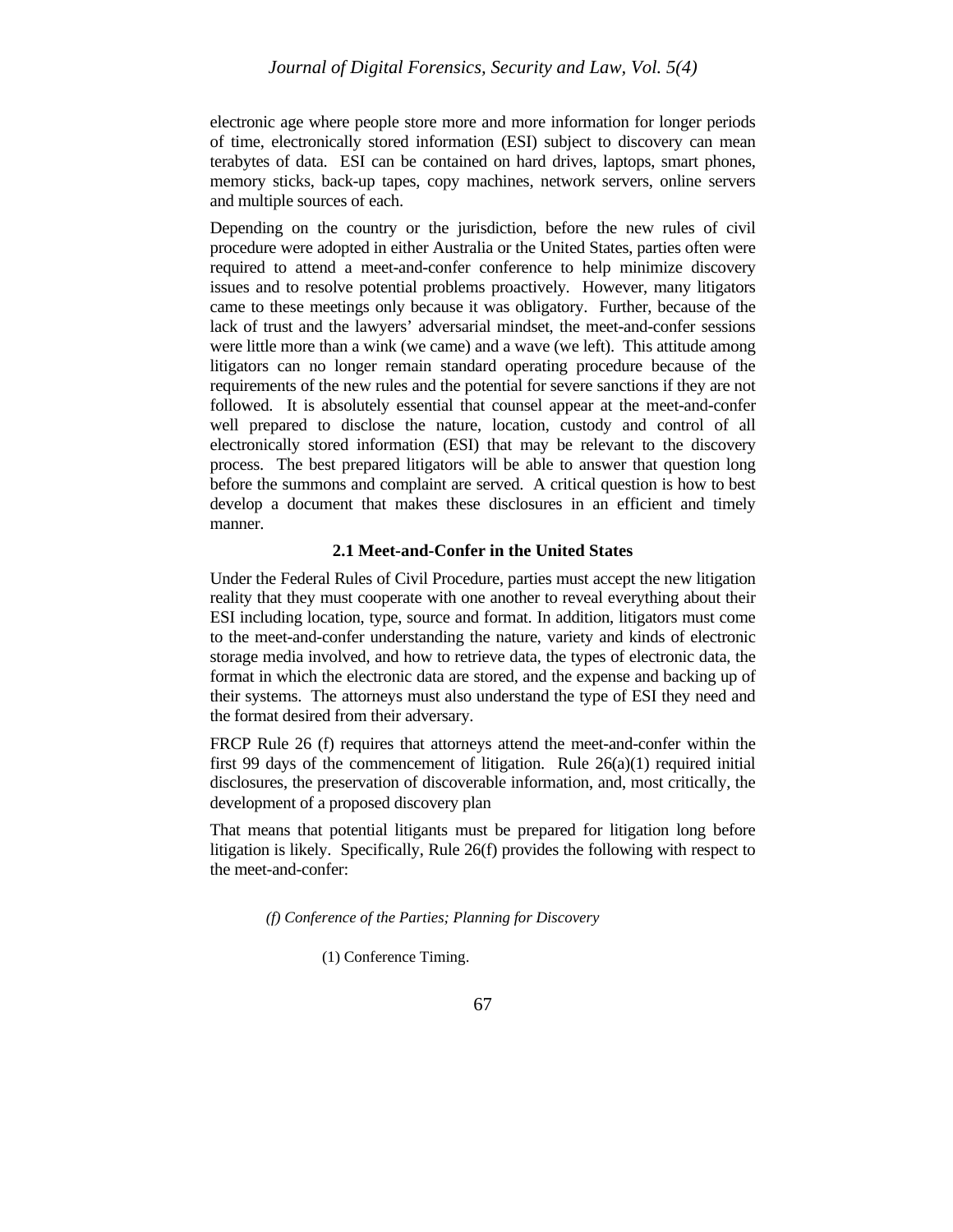electronic age where people store more and more information for longer periods of time, electronically stored information (ESI) subject to discovery can mean terabytes of data. ESI can be contained on hard drives, laptops, smart phones, memory sticks, back-up tapes, copy machines, network servers, online servers and multiple sources of each.

Depending on the country or the jurisdiction, before the new rules of civil procedure were adopted in either Australia or the United States, parties often were required to attend a meet-and-confer conference to help minimize discovery issues and to resolve potential problems proactively. However, many litigators came to these meetings only because it was obligatory. Further, because of the lack of trust and the lawyers' adversarial mindset, the meet-and-confer sessions were little more than a wink (we came) and a wave (we left). This attitude among litigators can no longer remain standard operating procedure because of the requirements of the new rules and the potential for severe sanctions if they are not followed. It is absolutely essential that counsel appear at the meet-and-confer well prepared to disclose the nature, location, custody and control of all electronically stored information (ESI) that may be relevant to the discovery process. The best prepared litigators will be able to answer that question long before the summons and complaint are served. A critical question is how to best develop a document that makes these disclosures in an efficient and timely manner.

### 2.1 Meet-and-Confer in the United States

Under the Federal Rules of Civil Procedure, parties must accept the new litigation reality that they must cooperate with one another to reveal everything about their ESI including location, type, source and format. In addition, litigators must come to the meet-and-confer understanding the nature, variety and kinds of electronic storage media involved, and how to retrieve data, the types of electronic data, the format in which the electronic data are stored, and the expense and backing up of their systems. The attorneys must also understand the type of ESI they need and the format desired from their adversary.

FRCP Rule 26 (f) requires that attorneys attend the meet-and-confer within the first 99 days of the commencement of litigation. Rule 26(a)(1) required initial disclosures, the preservation of discoverable information, and, most critically, the development of a proposed discovery plan

That means that potential litigants must be prepared for litigation long before litigation is likely. Specifically, Rule 26(f) provides the following with respect to the meet-and-confer:

> *(f) Conference of the Parties; Planning for Discovery*
>
> (1) Conference Timing.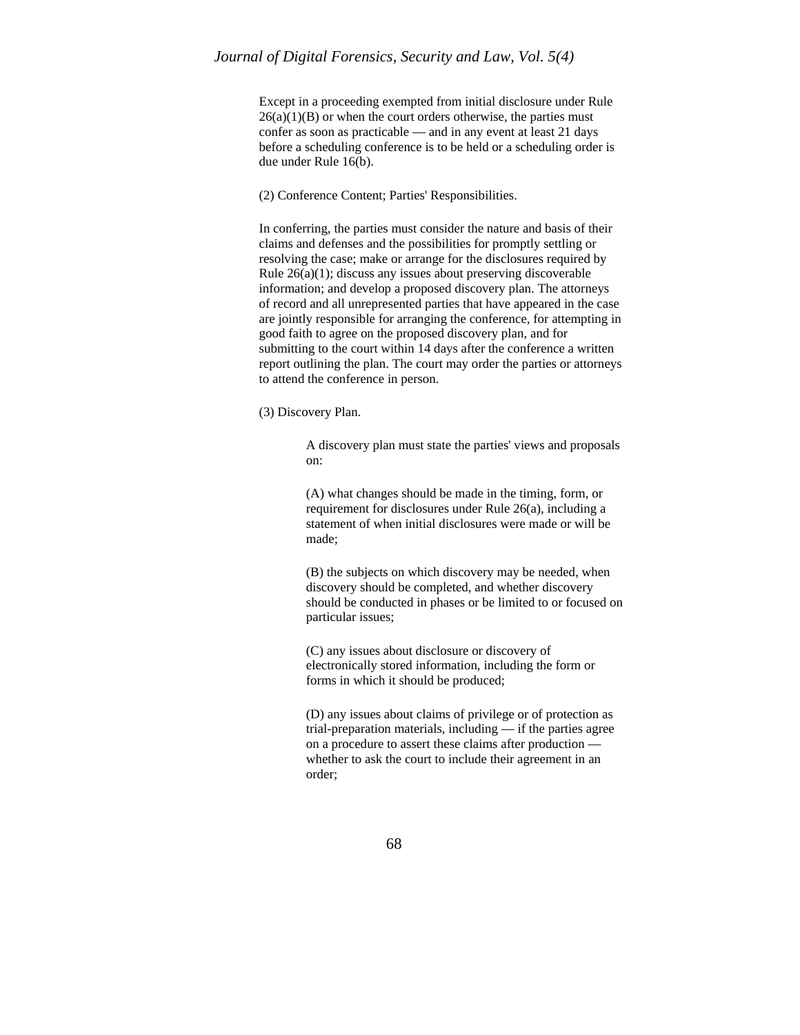Except in a proceeding exempted from initial disclosure under Rule 26(a)(1)(B) or when the court orders otherwise, the parties must confer as soon as practicable — and in any event at least 21 days before a scheduling conference is to be held or a scheduling order is due under Rule 16(b).

(2) Conference Content; Parties' Responsibilities.

In conferring, the parties must consider the nature and basis of their claims and defenses and the possibilities for promptly settling or resolving the case; make or arrange for the disclosures required by Rule 26(a)(1); discuss any issues about preserving discoverable information; and develop a proposed discovery plan. The attorneys of record and all unrepresented parties that have appeared in the case are jointly responsible for arranging the conference, for attempting in good faith to agree on the proposed discovery plan, and for submitting to the court within 14 days after the conference a written report outlining the plan. The court may order the parties or attorneys to attend the conference in person.

(3) Discovery Plan.

> A discovery plan must state the parties' views and proposals on:
>
> (A) what changes should be made in the timing, form, or requirement for disclosures under Rule 26(a), including a statement of when initial disclosures were made or will be made;
>
> (B) the subjects on which discovery may be needed, when discovery should be completed, and whether discovery should be conducted in phases or be limited to or focused on particular issues;
>
> (C) any issues about disclosure or discovery of electronically stored information, including the form or forms in which it should be produced;
>
> (D) any issues about claims of privilege or of protection as trial-preparation materials, including — if the parties agree on a procedure to assert these claims after production — whether to ask the court to include their agreement in an order;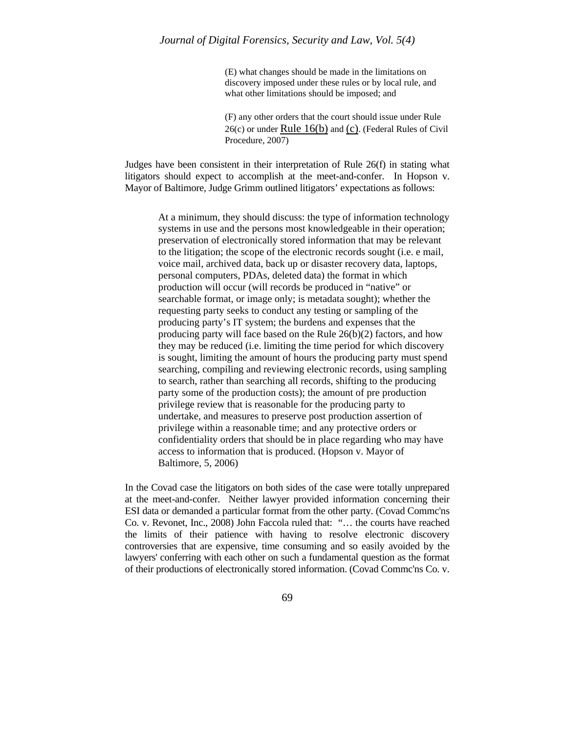> (E) what changes should be made in the limitations on discovery imposed under these rules or by local rule, and what other limitations should be imposed; and
>
> (F) any other orders that the court should issue under Rule 26(c) or under Rule 16(b) and (c). (Federal Rules of Civil Procedure, 2007)

Judges have been consistent in their interpretation of Rule 26(f) in stating what litigators should expect to accomplish at the meet-and-confer. In Hopson v. Mayor of Baltimore, Judge Grimm outlined litigators' expectations as follows:

> At a minimum, they should discuss: the type of information technology systems in use and the persons most knowledgeable in their operation; preservation of electronically stored information that may be relevant to the litigation; the scope of the electronic records sought (i.e. e mail, voice mail, archived data, back up or disaster recovery data, laptops, personal computers, PDAs, deleted data) the format in which production will occur (will records be produced in "native" or searchable format, or image only; is metadata sought); whether the requesting party seeks to conduct any testing or sampling of the producing party's IT system; the burdens and expenses that the producing party will face based on the Rule 26(b)(2) factors, and how they may be reduced (i.e. limiting the time period for which discovery is sought, limiting the amount of hours the producing party must spend searching, compiling and reviewing electronic records, using sampling to search, rather than searching all records, shifting to the producing party some of the production costs); the amount of pre production privilege review that is reasonable for the producing party to undertake, and measures to preserve post production assertion of privilege within a reasonable time; and any protective orders or confidentiality orders that should be in place regarding who may have access to information that is produced. (Hopson v. Mayor of Baltimore, 5, 2006)

In the Covad case the litigators on both sides of the case were totally unprepared at the meet-and-confer. Neither lawyer provided information concerning their ESI data or demanded a particular format from the other party. (Covad Commc'ns Co. v. Revonet, Inc., 2008) John Faccola ruled that: "… the courts have reached the limits of their patience with having to resolve electronic discovery controversies that are expensive, time consuming and so easily avoided by the lawyers' conferring with each other on such a fundamental question as the format of their productions of electronically stored information. (Covad Commc'ns Co. v.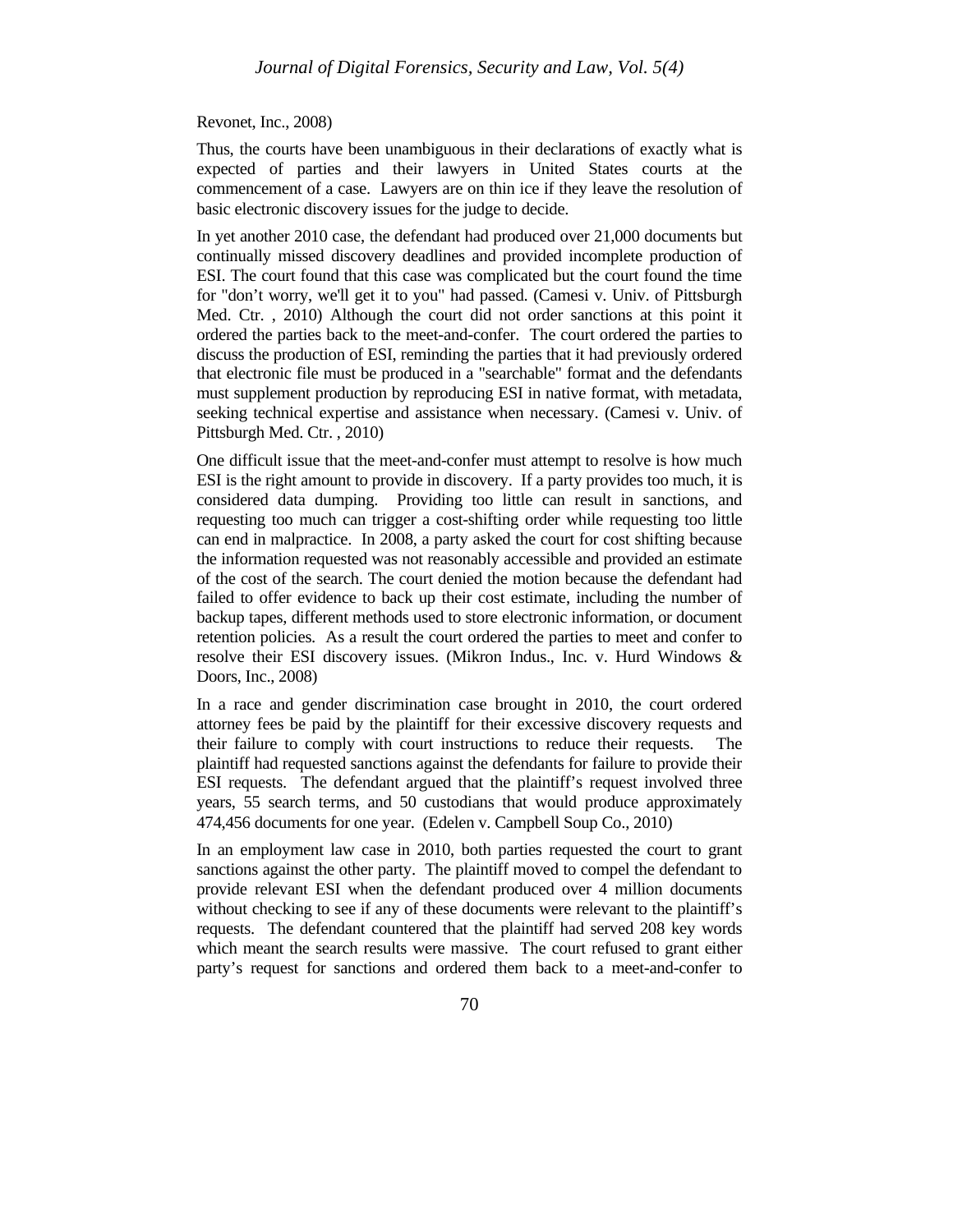Revonet, Inc., 2008)

Thus, the courts have been unambiguous in their declarations of exactly what is expected of parties and their lawyers in United States courts at the commencement of a case. Lawyers are on thin ice if they leave the resolution of basic electronic discovery issues for the judge to decide.

In yet another 2010 case, the defendant had produced over 21,000 documents but continually missed discovery deadlines and provided incomplete production of ESI. The court found that this case was complicated but the court found the time for "don't worry, we'll get it to you" had passed. (Camesi v. Univ. of Pittsburgh Med. Ctr. , 2010) Although the court did not order sanctions at this point it ordered the parties back to the meet-and-confer. The court ordered the parties to discuss the production of ESI, reminding the parties that it had previously ordered that electronic file must be produced in a "searchable" format and the defendants must supplement production by reproducing ESI in native format, with metadata, seeking technical expertise and assistance when necessary. (Camesi v. Univ. of Pittsburgh Med. Ctr. , 2010)

One difficult issue that the meet-and-confer must attempt to resolve is how much ESI is the right amount to provide in discovery. If a party provides too much, it is considered data dumping. Providing too little can result in sanctions, and requesting too much can trigger a cost-shifting order while requesting too little can end in malpractice. In 2008, a party asked the court for cost shifting because the information requested was not reasonably accessible and provided an estimate of the cost of the search. The court denied the motion because the defendant had failed to offer evidence to back up their cost estimate, including the number of backup tapes, different methods used to store electronic information, or document retention policies. As a result the court ordered the parties to meet and confer to resolve their ESI discovery issues. (Mikron Indus., Inc. v. Hurd Windows & Doors, Inc., 2008)

In a race and gender discrimination case brought in 2010, the court ordered attorney fees be paid by the plaintiff for their excessive discovery requests and their failure to comply with court instructions to reduce their requests. The plaintiff had requested sanctions against the defendants for failure to provide their ESI requests. The defendant argued that the plaintiff's request involved three years, 55 search terms, and 50 custodians that would produce approximately 474,456 documents for one year. (Edelen v. Campbell Soup Co., 2010)

In an employment law case in 2010, both parties requested the court to grant sanctions against the other party. The plaintiff moved to compel the defendant to provide relevant ESI when the defendant produced over 4 million documents without checking to see if any of these documents were relevant to the plaintiff's requests. The defendant countered that the plaintiff had served 208 key words which meant the search results were massive. The court refused to grant either party's request for sanctions and ordered them back to a meet-and-confer to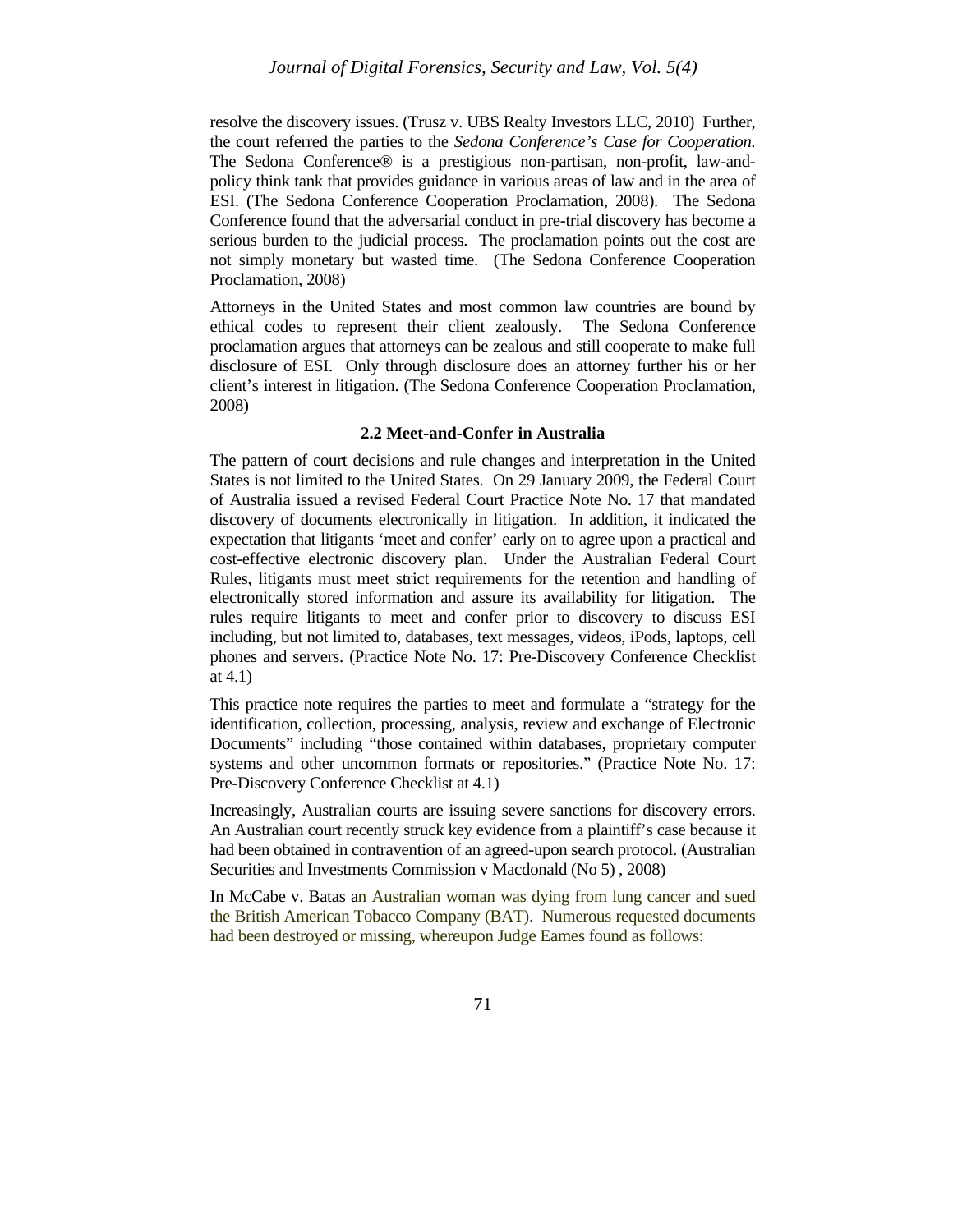resolve the discovery issues. (Trusz v. UBS Realty Investors LLC, 2010) Further, the court referred the parties to the *Sedona Conference's Case for Cooperation.* The Sedona Conference® is a prestigious non-partisan, non-profit, law-and-policy think tank that provides guidance in various areas of law and in the area of ESI. (The Sedona Conference Cooperation Proclamation, 2008). The Sedona Conference found that the adversarial conduct in pre-trial discovery has become a serious burden to the judicial process. The proclamation points out the cost are not simply monetary but wasted time. (The Sedona Conference Cooperation Proclamation, 2008)

Attorneys in the United States and most common law countries are bound by ethical codes to represent their client zealously. The Sedona Conference proclamation argues that attorneys can be zealous and still cooperate to make full disclosure of ESI. Only through disclosure does an attorney further his or her client's interest in litigation. (The Sedona Conference Cooperation Proclamation, 2008)

### 2.2 Meet-and-Confer in Australia

The pattern of court decisions and rule changes and interpretation in the United States is not limited to the United States. On 29 January 2009, the Federal Court of Australia issued a revised Federal Court Practice Note No. 17 that mandated discovery of documents electronically in litigation. In addition, it indicated the expectation that litigants 'meet and confer' early on to agree upon a practical and cost-effective electronic discovery plan. Under the Australian Federal Court Rules, litigants must meet strict requirements for the retention and handling of electronically stored information and assure its availability for litigation. The rules require litigants to meet and confer prior to discovery to discuss ESI including, but not limited to, databases, text messages, videos, iPods, laptops, cell phones and servers. (Practice Note No. 17: Pre-Discovery Conference Checklist at 4.1)

This practice note requires the parties to meet and formulate a "strategy for the identification, collection, processing, analysis, review and exchange of Electronic Documents" including "those contained within databases, proprietary computer systems and other uncommon formats or repositories." (Practice Note No. 17: Pre-Discovery Conference Checklist at 4.1)

Increasingly, Australian courts are issuing severe sanctions for discovery errors. An Australian court recently struck key evidence from a plaintiff's case because it had been obtained in contravention of an agreed-upon search protocol. (Australian Securities and Investments Commission v Macdonald (No 5) , 2008)

In McCabe v. Batas an Australian woman was dying from lung cancer and sued the British American Tobacco Company (BAT). Numerous requested documents had been destroyed or missing, whereupon Judge Eames found as follows: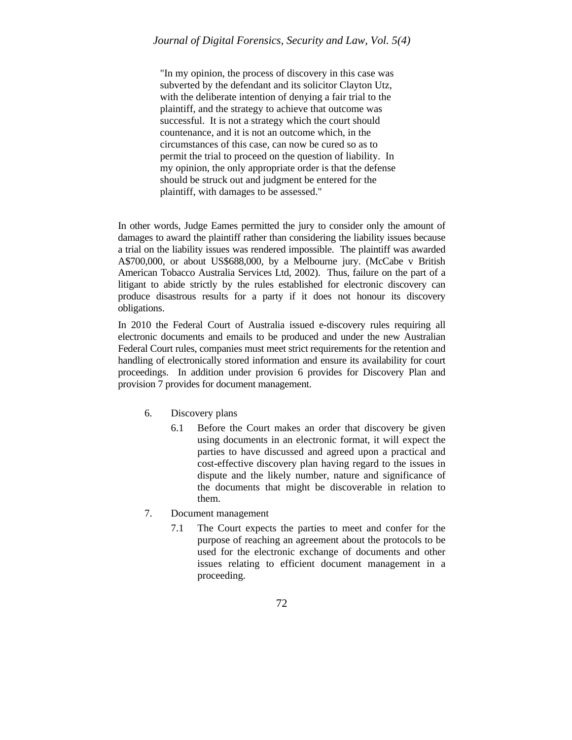> "In my opinion, the process of discovery in this case was subverted by the defendant and its solicitor Clayton Utz, with the deliberate intention of denying a fair trial to the plaintiff, and the strategy to achieve that outcome was successful. It is not a strategy which the court should countenance, and it is not an outcome which, in the circumstances of this case, can now be cured so as to permit the trial to proceed on the question of liability. In my opinion, the only appropriate order is that the defense should be struck out and judgment be entered for the plaintiff, with damages to be assessed."

In other words, Judge Eames permitted the jury to consider only the amount of damages to award the plaintiff rather than considering the liability issues because a trial on the liability issues was rendered impossible. The plaintiff was awarded A$700,000, or about US$688,000, by a Melbourne jury. (McCabe v British American Tobacco Australia Services Ltd, 2002). Thus, failure on the part of a litigant to abide strictly by the rules established for electronic discovery can produce disastrous results for a party if it does not honour its discovery obligations.

In 2010 the Federal Court of Australia issued e-discovery rules requiring all electronic documents and emails to be produced and under the new Australian Federal Court rules, companies must meet strict requirements for the retention and handling of electronically stored information and ensure its availability for court proceedings. In addition under provision 6 provides for Discovery Plan and provision 7 provides for document management.

6. Discovery plans

    6.1 Before the Court makes an order that discovery be given using documents in an electronic format, it will expect the parties to have discussed and agreed upon a practical and cost-effective discovery plan having regard to the issues in dispute and the likely number, nature and significance of the documents that might be discoverable in relation to them.

7. Document management

    7.1 The Court expects the parties to meet and confer for the purpose of reaching an agreement about the protocols to be used for the electronic exchange of documents and other issues relating to efficient document management in a proceeding.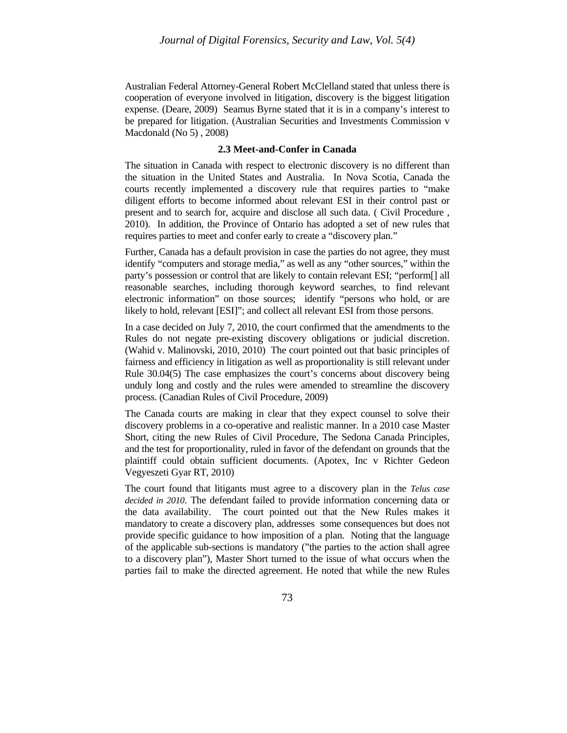Australian Federal Attorney-General Robert McClelland stated that unless there is cooperation of everyone involved in litigation, discovery is the biggest litigation expense. (Deare, 2009) Seamus Byrne stated that it is in a company's interest to be prepared for litigation. (Australian Securities and Investments Commission v Macdonald (No 5) , 2008)

### 2.3 Meet-and-Confer in Canada

The situation in Canada with respect to electronic discovery is no different than the situation in the United States and Australia. In Nova Scotia, Canada the courts recently implemented a discovery rule that requires parties to "make diligent efforts to become informed about relevant ESI in their control past or present and to search for, acquire and disclose all such data. ( Civil Procedure , 2010). In addition, the Province of Ontario has adopted a set of new rules that requires parties to meet and confer early to create a "discovery plan."

Further, Canada has a default provision in case the parties do not agree, they must identify "computers and storage media," as well as any "other sources," within the party's possession or control that are likely to contain relevant ESI; "perform[] all reasonable searches, including thorough keyword searches, to find relevant electronic information" on those sources; identify "persons who hold, or are likely to hold, relevant [ESI]"; and collect all relevant ESI from those persons.

In a case decided on July 7, 2010, the court confirmed that the amendments to the Rules do not negate pre-existing discovery obligations or judicial discretion. (Wahid v. Malinovski, 2010, 2010) The court pointed out that basic principles of fairness and efficiency in litigation as well as proportionality is still relevant under Rule 30.04(5) The case emphasizes the court's concerns about discovery being unduly long and costly and the rules were amended to streamline the discovery process. (Canadian Rules of Civil Procedure, 2009)

The Canada courts are making in clear that they expect counsel to solve their discovery problems in a co-operative and realistic manner. In a 2010 case Master Short, citing the new Rules of Civil Procedure, The Sedona Canada Principles, and the test for proportionality, ruled in favor of the defendant on grounds that the plaintiff could obtain sufficient documents. (Apotex, Inc v Richter Gedeon Vegyeszeti Gyar RT, 2010)

The court found that litigants must agree to a discovery plan in the *Telus case decided in 2010*. The defendant failed to provide information concerning data or the data availability. The court pointed out that the New Rules makes it mandatory to create a discovery plan, addresses some consequences but does not provide specific guidance to how imposition of a plan. Noting that the language of the applicable sub-sections is mandatory ("the parties to the action shall agree to a discovery plan"), Master Short turned to the issue of what occurs when the parties fail to make the directed agreement. He noted that while the new Rules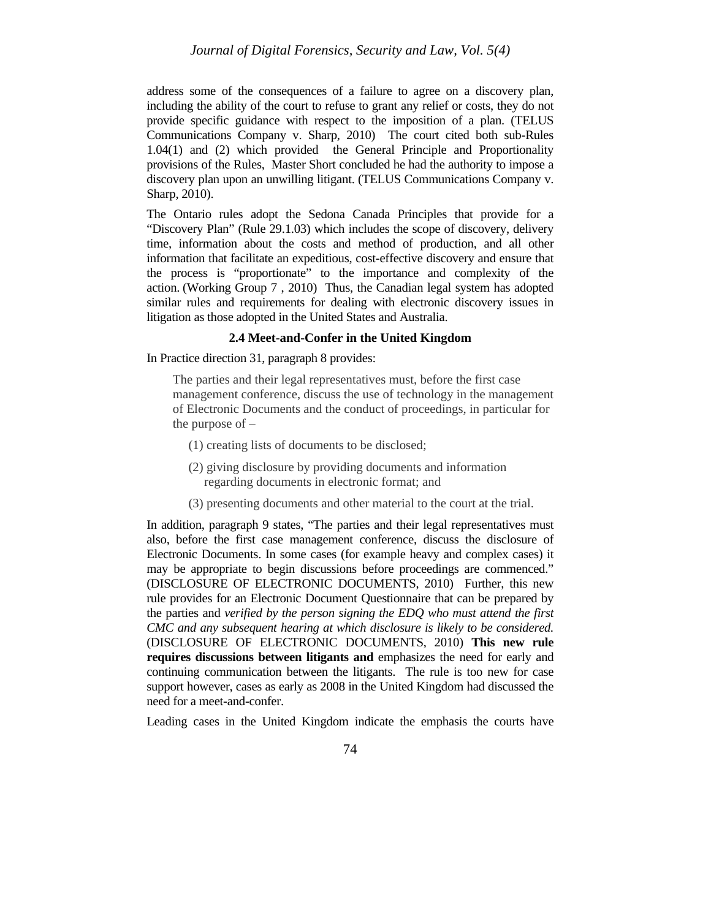address some of the consequences of a failure to agree on a discovery plan, including the ability of the court to refuse to grant any relief or costs, they do not provide specific guidance with respect to the imposition of a plan. (TELUS Communications Company v. Sharp, 2010) The court cited both sub-Rules 1.04(1) and (2) which provided the General Principle and Proportionality provisions of the Rules, Master Short concluded he had the authority to impose a discovery plan upon an unwilling litigant. (TELUS Communications Company v. Sharp, 2010).

The Ontario rules adopt the Sedona Canada Principles that provide for a "Discovery Plan" (Rule 29.1.03) which includes the scope of discovery, delivery time, information about the costs and method of production, and all other information that facilitate an expeditious, cost-effective discovery and ensure that the process is "proportionate" to the importance and complexity of the action. (Working Group 7 , 2010) Thus, the Canadian legal system has adopted similar rules and requirements for dealing with electronic discovery issues in litigation as those adopted in the United States and Australia.

### 2.4 Meet-and-Confer in the United Kingdom

In Practice direction 31, paragraph 8 provides:

> The parties and their legal representatives must, before the first case management conference, discuss the use of technology in the management of Electronic Documents and the conduct of proceedings, in particular for the purpose of –
>
> (1) creating lists of documents to be disclosed;
>
> (2) giving disclosure by providing documents and information regarding documents in electronic format; and
>
> (3) presenting documents and other material to the court at the trial.

In addition, paragraph 9 states, "The parties and their legal representatives must also, before the first case management conference, discuss the disclosure of Electronic Documents. In some cases (for example heavy and complex cases) it may be appropriate to begin discussions before proceedings are commenced." (DISCLOSURE OF ELECTRONIC DOCUMENTS, 2010) Further, this new rule provides for an Electronic Document Questionnaire that can be prepared by the parties and *verified by the person signing the EDQ who must attend the first CMC and any subsequent hearing at which disclosure is likely to be considered.* (DISCLOSURE OF ELECTRONIC DOCUMENTS, 2010) **This new rule requires discussions between litigants and** emphasizes the need for early and continuing communication between the litigants. The rule is too new for case support however, cases as early as 2008 in the United Kingdom had discussed the need for a meet-and-confer.

Leading cases in the United Kingdom indicate the emphasis the courts have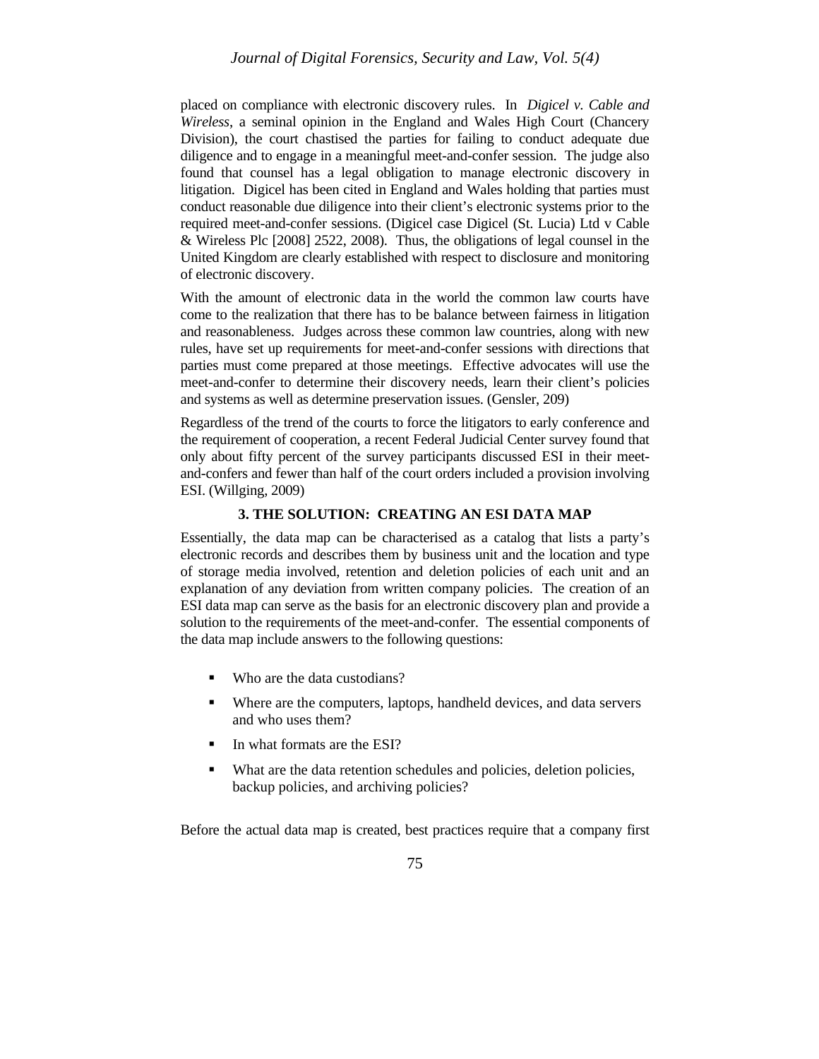placed on compliance with electronic discovery rules. In *Digicel v. Cable and Wireless*, a seminal opinion in the England and Wales High Court (Chancery Division), the court chastised the parties for failing to conduct adequate due diligence and to engage in a meaningful meet-and-confer session. The judge also found that counsel has a legal obligation to manage electronic discovery in litigation. Digicel has been cited in England and Wales holding that parties must conduct reasonable due diligence into their client's electronic systems prior to the required meet-and-confer sessions. (Digicel case Digicel (St. Lucia) Ltd v Cable & Wireless Plc [2008] 2522, 2008). Thus, the obligations of legal counsel in the United Kingdom are clearly established with respect to disclosure and monitoring of electronic discovery.

With the amount of electronic data in the world the common law courts have come to the realization that there has to be balance between fairness in litigation and reasonableness. Judges across these common law countries, along with new rules, have set up requirements for meet-and-confer sessions with directions that parties must come prepared at those meetings. Effective advocates will use the meet-and-confer to determine their discovery needs, learn their client's policies and systems as well as determine preservation issues. (Gensler, 209)

Regardless of the trend of the courts to force the litigators to early conference and the requirement of cooperation, a recent Federal Judicial Center survey found that only about fifty percent of the survey participants discussed ESI in their meet-and-confers and fewer than half of the court orders included a provision involving ESI. (Willging, 2009)

## 3. THE SOLUTION: CREATING AN ESI DATA MAP

Essentially, the data map can be characterised as a catalog that lists a party's electronic records and describes them by business unit and the location and type of storage media involved, retention and deletion policies of each unit and an explanation of any deviation from written company policies. The creation of an ESI data map can serve as the basis for an electronic discovery plan and provide a solution to the requirements of the meet-and-confer. The essential components of the data map include answers to the following questions:

- Who are the data custodians?
- Where are the computers, laptops, handheld devices, and data servers and who uses them?
- In what formats are the ESI?
- What are the data retention schedules and policies, deletion policies, backup policies, and archiving policies?

Before the actual data map is created, best practices require that a company first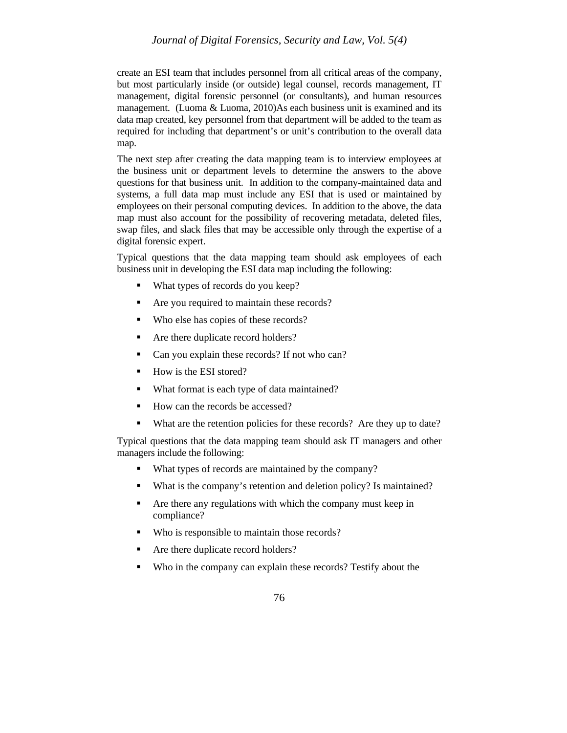create an ESI team that includes personnel from all critical areas of the company, but most particularly inside (or outside) legal counsel, records management, IT management, digital forensic personnel (or consultants), and human resources management. (Luoma & Luoma, 2010)As each business unit is examined and its data map created, key personnel from that department will be added to the team as required for including that department's or unit's contribution to the overall data map.

The next step after creating the data mapping team is to interview employees at the business unit or department levels to determine the answers to the above questions for that business unit. In addition to the company-maintained data and systems, a full data map must include any ESI that is used or maintained by employees on their personal computing devices. In addition to the above, the data map must also account for the possibility of recovering metadata, deleted files, swap files, and slack files that may be accessible only through the expertise of a digital forensic expert.

Typical questions that the data mapping team should ask employees of each business unit in developing the ESI data map including the following:

- What types of records do you keep?
- Are you required to maintain these records?
- Who else has copies of these records?
- Are there duplicate record holders?
- Can you explain these records? If not who can?
- How is the ESI stored?
- What format is each type of data maintained?
- How can the records be accessed?
- What are the retention policies for these records? Are they up to date?

Typical questions that the data mapping team should ask IT managers and other managers include the following:

- What types of records are maintained by the company?
- What is the company's retention and deletion policy? Is maintained?
- Are there any regulations with which the company must keep in compliance?
- Who is responsible to maintain those records?
- Are there duplicate record holders?
- Who in the company can explain these records? Testify about the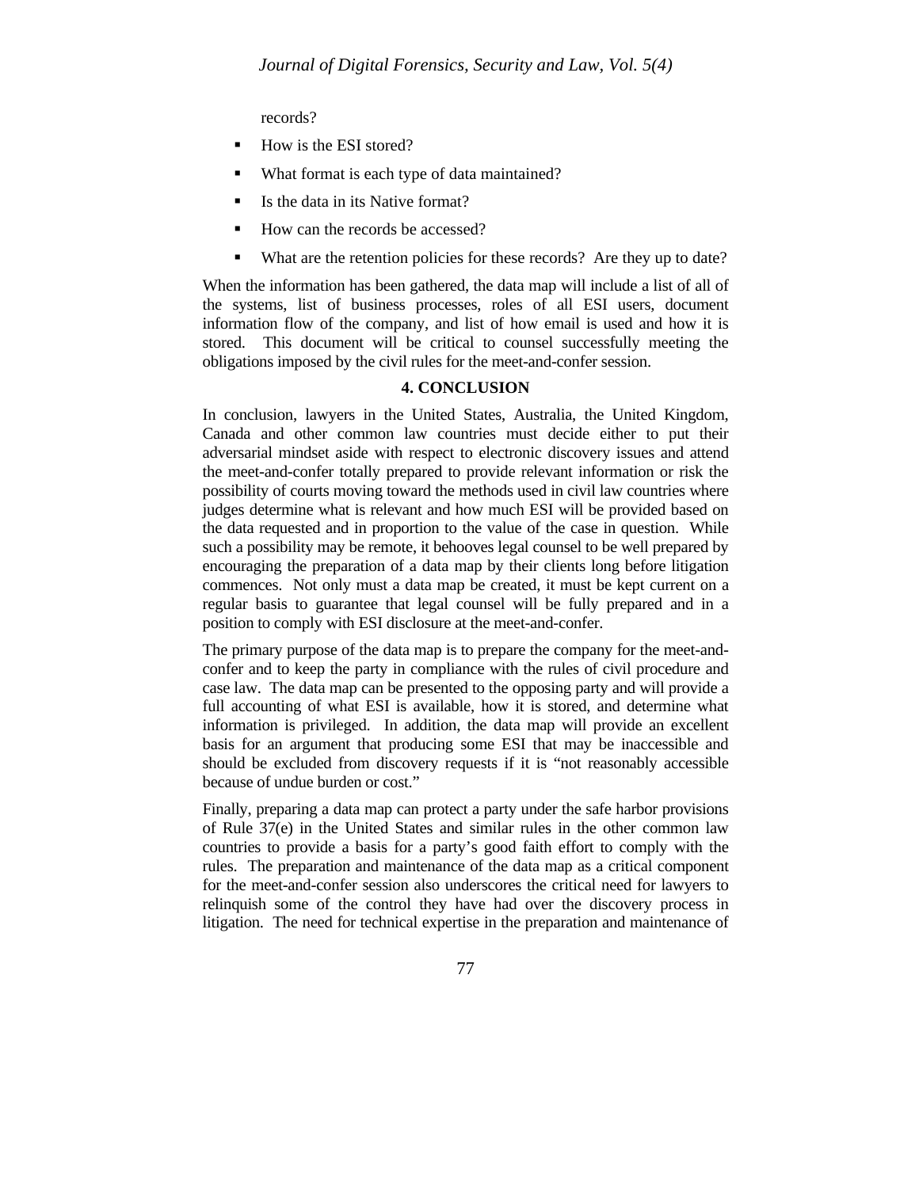records?

- How is the ESI stored?
- What format is each type of data maintained?
- Is the data in its Native format?
- How can the records be accessed?
- What are the retention policies for these records? Are they up to date?

When the information has been gathered, the data map will include a list of all of the systems, list of business processes, roles of all ESI users, document information flow of the company, and list of how email is used and how it is stored. This document will be critical to counsel successfully meeting the obligations imposed by the civil rules for the meet-and-confer session.

## 4. CONCLUSION

In conclusion, lawyers in the United States, Australia, the United Kingdom, Canada and other common law countries must decide either to put their adversarial mindset aside with respect to electronic discovery issues and attend the meet-and-confer totally prepared to provide relevant information or risk the possibility of courts moving toward the methods used in civil law countries where judges determine what is relevant and how much ESI will be provided based on the data requested and in proportion to the value of the case in question. While such a possibility may be remote, it behooves legal counsel to be well prepared by encouraging the preparation of a data map by their clients long before litigation commences. Not only must a data map be created, it must be kept current on a regular basis to guarantee that legal counsel will be fully prepared and in a position to comply with ESI disclosure at the meet-and-confer.

The primary purpose of the data map is to prepare the company for the meet-and-confer and to keep the party in compliance with the rules of civil procedure and case law. The data map can be presented to the opposing party and will provide a full accounting of what ESI is available, how it is stored, and determine what information is privileged. In addition, the data map will provide an excellent basis for an argument that producing some ESI that may be inaccessible and should be excluded from discovery requests if it is "not reasonably accessible because of undue burden or cost."

Finally, preparing a data map can protect a party under the safe harbor provisions of Rule 37(e) in the United States and similar rules in the other common law countries to provide a basis for a party's good faith effort to comply with the rules. The preparation and maintenance of the data map as a critical component for the meet-and-confer session also underscores the critical need for lawyers to relinquish some of the control they have had over the discovery process in litigation. The need for technical expertise in the preparation and maintenance of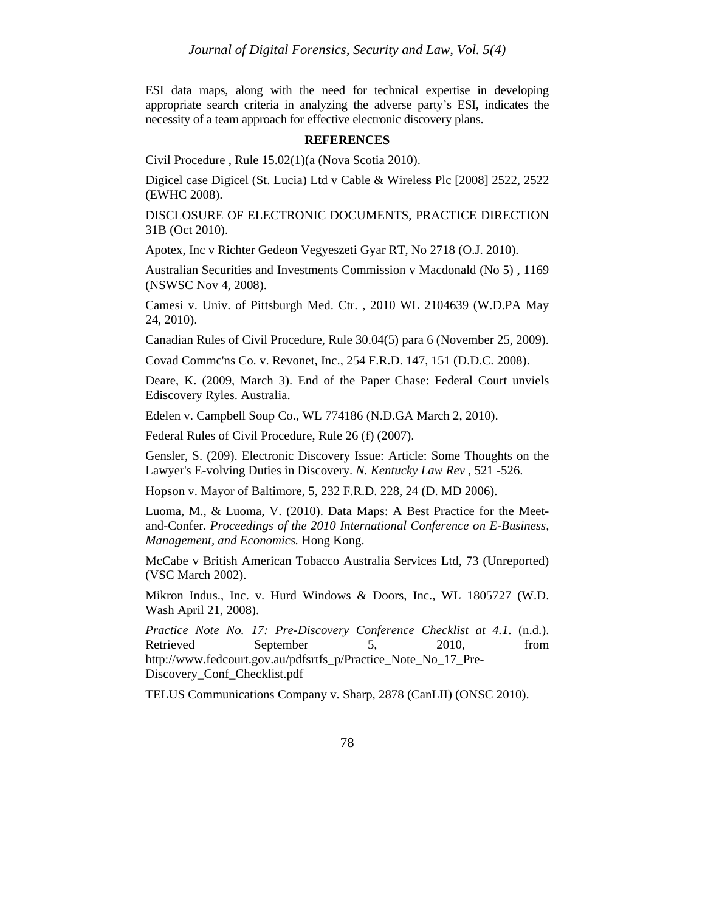ESI data maps, along with the need for technical expertise in developing appropriate search criteria in analyzing the adverse party's ESI, indicates the necessity of a team approach for effective electronic discovery plans.

## REFERENCES

Civil Procedure , Rule 15.02(1)(a (Nova Scotia 2010).

Digicel case Digicel (St. Lucia) Ltd v Cable & Wireless Plc [2008] 2522, 2522 (EWHC 2008).

DISCLOSURE OF ELECTRONIC DOCUMENTS, PRACTICE DIRECTION 31B (Oct 2010).

Apotex, Inc v Richter Gedeon Vegyeszeti Gyar RT, No 2718 (O.J. 2010).

Australian Securities and Investments Commission v Macdonald (No 5) , 1169 (NSWSC Nov 4, 2008).

Camesi v. Univ. of Pittsburgh Med. Ctr. , 2010 WL 2104639 (W.D.PA May 24, 2010).

Canadian Rules of Civil Procedure, Rule 30.04(5) para 6 (November 25, 2009).

Covad Commc'ns Co. v. Revonet, Inc., 254 F.R.D. 147, 151 (D.D.C. 2008).

Deare, K. (2009, March 3). End of the Paper Chase: Federal Court unviels Ediscovery Ryles. Australia.

Edelen v. Campbell Soup Co., WL 774186 (N.D.GA March 2, 2010).

Federal Rules of Civil Procedure, Rule 26 (f) (2007).

Gensler, S. (209). Electronic Discovery Issue: Article: Some Thoughts on the Lawyer's E-volving Duties in Discovery. *N. Kentucky Law Rev* , 521 -526.

Hopson v. Mayor of Baltimore, 5, 232 F.R.D. 228, 24 (D. MD 2006).

Luoma, M., & Luoma, V. (2010). Data Maps: A Best Practice for the Meet-and-Confer. *Proceedings of the 2010 International Conference on E-Business, Management, and Economics.* Hong Kong.

McCabe v British American Tobacco Australia Services Ltd, 73 (Unreported) (VSC March 2002).

Mikron Indus., Inc. v. Hurd Windows & Doors, Inc., WL 1805727 (W.D. Wash April 21, 2008).

*Practice Note No. 17: Pre-Discovery Conference Checklist at 4.1.* (n.d.). Retrieved September 5, 2010, from http://www.fedcourt.gov.au/pdfsrtfs_p/Practice_Note_No_17_Pre-Discovery_Conf_Checklist.pdf

TELUS Communications Company v. Sharp, 2878 (CanLII) (ONSC 2010).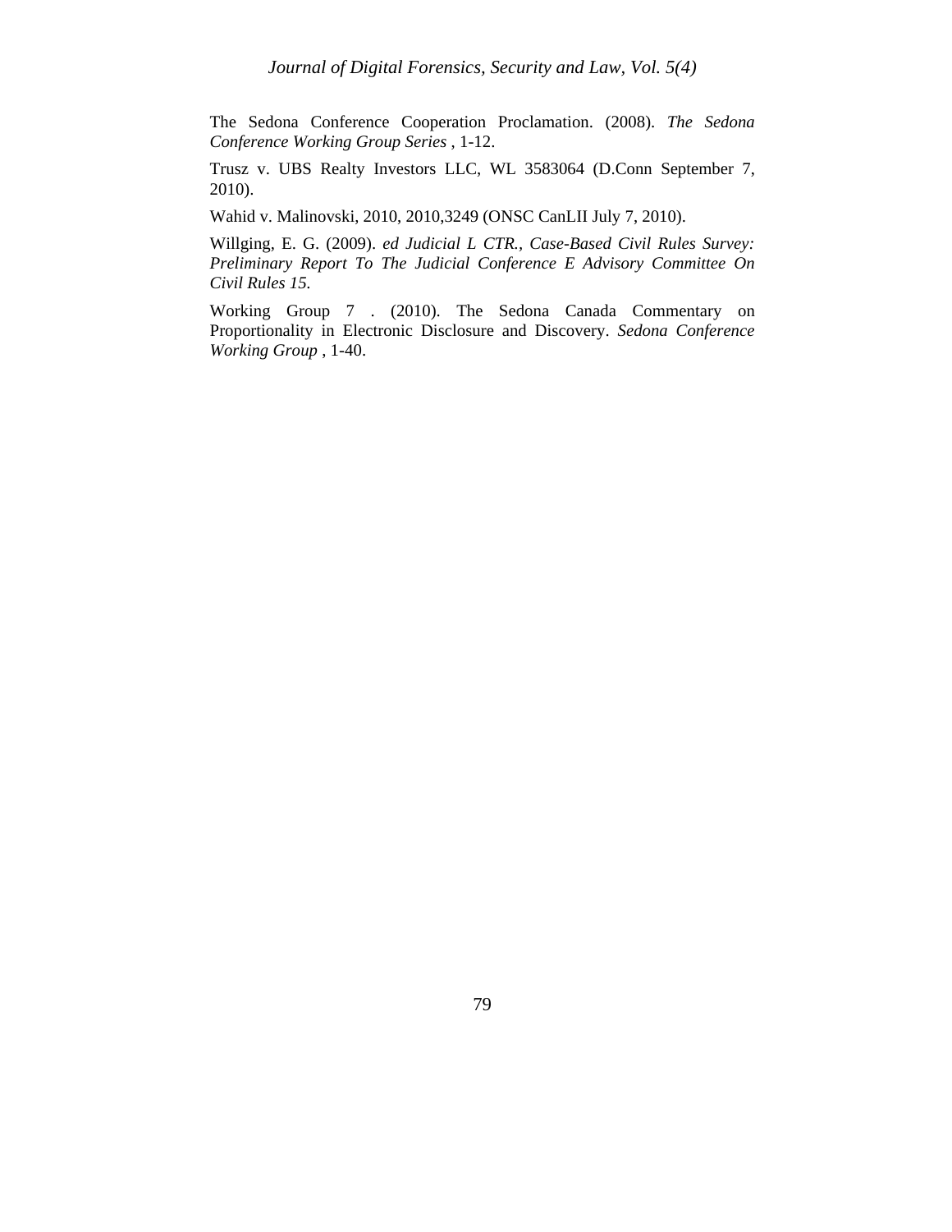The Sedona Conference Cooperation Proclamation. (2008). *The Sedona Conference Working Group Series* , 1-12.

Trusz v. UBS Realty Investors LLC, WL 3583064 (D.Conn September 7, 2010).

Wahid v. Malinovski, 2010, 2010,3249 (ONSC CanLII July 7, 2010).

Willging, E. G. (2009). *ed Judicial L CTR., Case-Based Civil Rules Survey: Preliminary Report To The Judicial Conference E Advisory Committee On Civil Rules 15.*

Working Group 7 . (2010). The Sedona Canada Commentary on Proportionality in Electronic Disclosure and Discovery. *Sedona Conference Working Group* , 1-40.